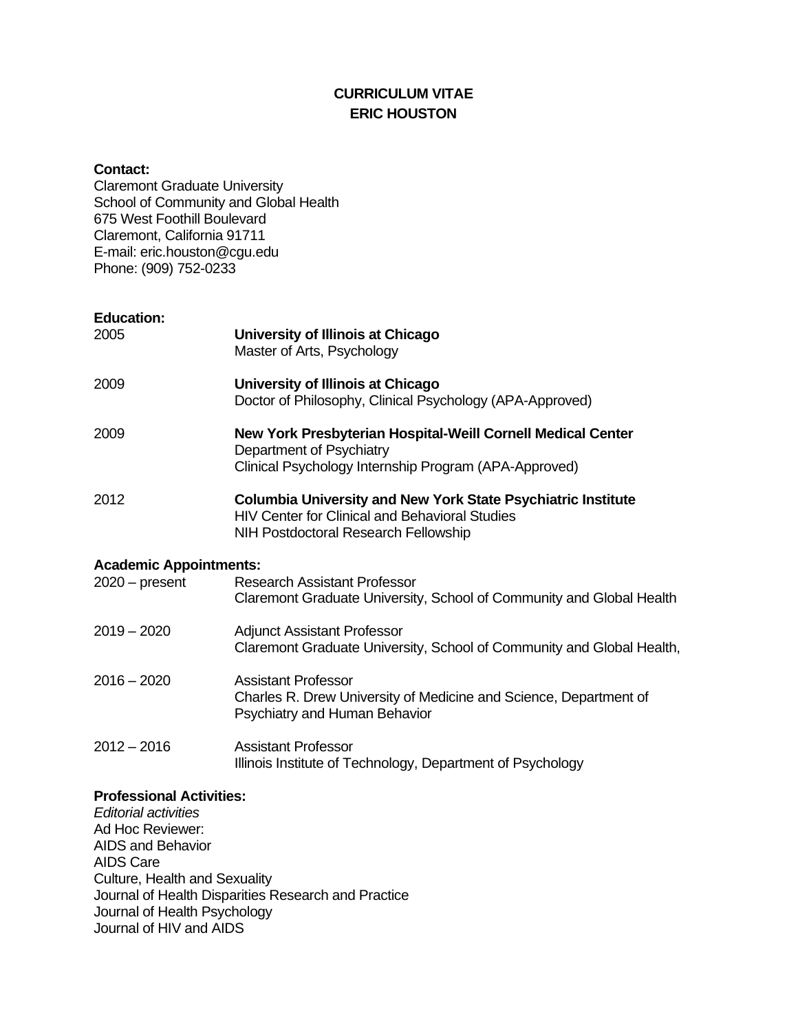# CURRICULUM VITAE
# ERIC HOUSTON

**Contact:**
Claremont Graduate University
School of Community and Global Health
675 West Foothill Boulevard
Claremont, California 91711
E-mail: eric.houston@cgu.edu
Phone: (909) 752-0233

**Education:**

2005 — **University of Illinois at Chicago**
Master of Arts, Psychology

2009 — **University of Illinois at Chicago**
Doctor of Philosophy, Clinical Psychology (APA-Approved)

2009 — **New York Presbyterian Hospital-Weill Cornell Medical Center**
Department of Psychiatry
Clinical Psychology Internship Program (APA-Approved)

2012 — **Columbia University and New York State Psychiatric Institute**
HIV Center for Clinical and Behavioral Studies
NIH Postdoctoral Research Fellowship

**Academic Appointments:**

2020 – present — Research Assistant Professor
Claremont Graduate University, School of Community and Global Health

2019 – 2020 — Adjunct Assistant Professor
Claremont Graduate University, School of Community and Global Health,

2016 – 2020 — Assistant Professor
Charles R. Drew University of Medicine and Science, Department of Psychiatry and Human Behavior

2012 – 2016 — Assistant Professor
Illinois Institute of Technology, Department of Psychology

**Professional Activities:**
*Editorial activities*
Ad Hoc Reviewer:
AIDS and Behavior
AIDS Care
Culture, Health and Sexuality
Journal of Health Disparities Research and Practice
Journal of Health Psychology
Journal of HIV and AIDS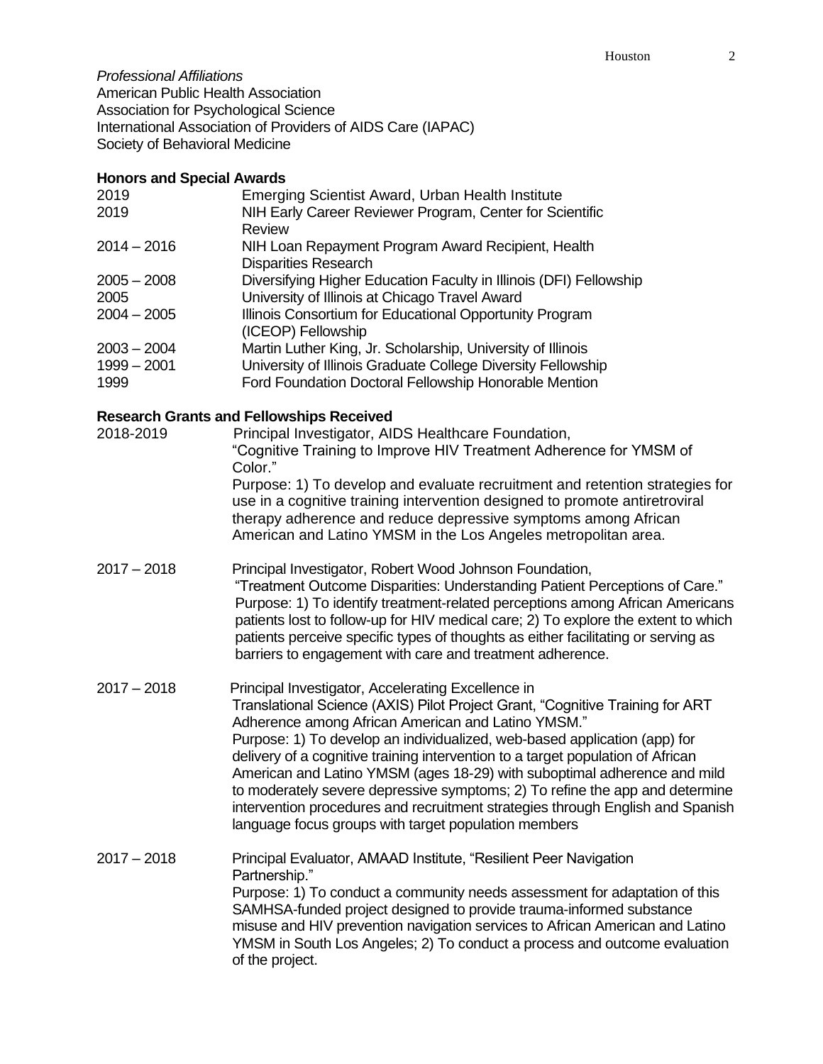*Professional Affiliations*
American Public Health Association
Association for Psychological Science
International Association of Providers of AIDS Care (IAPAC)
Society of Behavioral Medicine

**Honors and Special Awards**

| | |
|---|---|
| 2019 | Emerging Scientist Award, Urban Health Institute |
| 2019 | NIH Early Career Reviewer Program, Center for Scientific Review |
| 2014 – 2016 | NIH Loan Repayment Program Award Recipient, Health Disparities Research |
| 2005 – 2008 | Diversifying Higher Education Faculty in Illinois (DFI) Fellowship |
| 2005 | University of Illinois at Chicago Travel Award |
| 2004 – 2005 | Illinois Consortium for Educational Opportunity Program (ICEOP) Fellowship |
| 2003 – 2004 | Martin Luther King, Jr. Scholarship, University of Illinois |
| 1999 – 2001 | University of Illinois Graduate College Diversity Fellowship |
| 1999 | Ford Foundation Doctoral Fellowship Honorable Mention |

**Research Grants and Fellowships Received**

2018-2019 Principal Investigator, AIDS Healthcare Foundation, "Cognitive Training to Improve HIV Treatment Adherence for YMSM of Color."
Purpose: 1) To develop and evaluate recruitment and retention strategies for use in a cognitive training intervention designed to promote antiretroviral therapy adherence and reduce depressive symptoms among African American and Latino YMSM in the Los Angeles metropolitan area.

2017 – 2018 Principal Investigator, Robert Wood Johnson Foundation, "Treatment Outcome Disparities: Understanding Patient Perceptions of Care."
Purpose: 1) To identify treatment-related perceptions among African Americans patients lost to follow-up for HIV medical care; 2) To explore the extent to which patients perceive specific types of thoughts as either facilitating or serving as barriers to engagement with care and treatment adherence.

2017 – 2018 Principal Investigator, Accelerating Excellence in Translational Science (AXIS) Pilot Project Grant, "Cognitive Training for ART Adherence among African American and Latino YMSM."
Purpose: 1) To develop an individualized, web-based application (app) for delivery of a cognitive training intervention to a target population of African American and Latino YMSM (ages 18-29) with suboptimal adherence and mild to moderately severe depressive symptoms; 2) To refine the app and determine intervention procedures and recruitment strategies through English and Spanish language focus groups with target population members

2017 – 2018 Principal Evaluator, AMAAD Institute, "Resilient Peer Navigation Partnership."
Purpose: 1) To conduct a community needs assessment for adaptation of this SAMHSA-funded project designed to provide trauma-informed substance misuse and HIV prevention navigation services to African American and Latino YMSM in South Los Angeles; 2) To conduct a process and outcome evaluation of the project.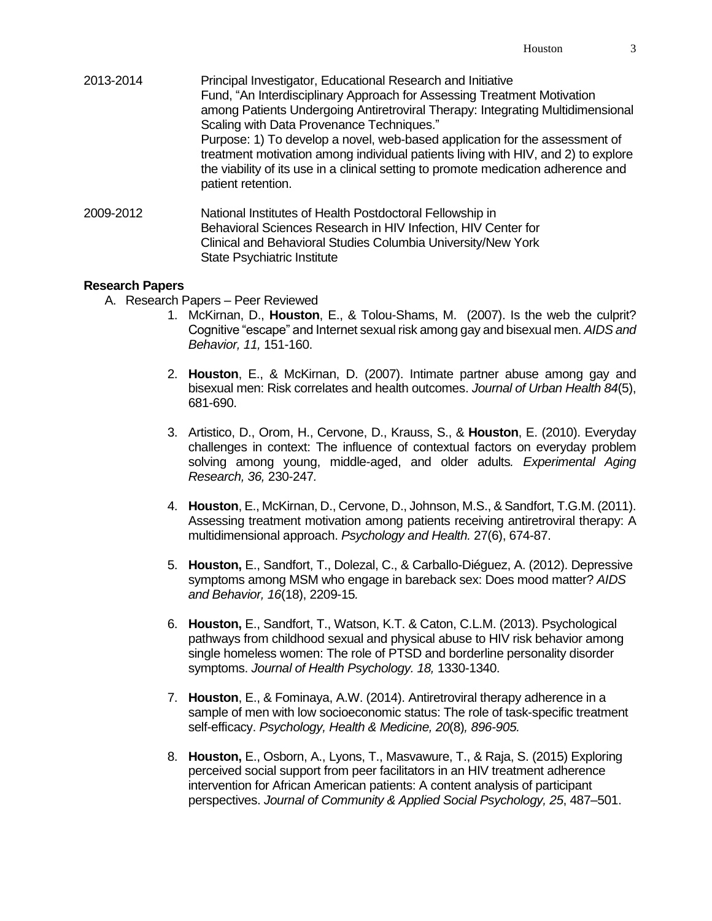2013-2014 Principal Investigator, Educational Research and Initiative Fund, "An Interdisciplinary Approach for Assessing Treatment Motivation among Patients Undergoing Antiretroviral Therapy: Integrating Multidimensional Scaling with Data Provenance Techniques."
Purpose: 1) To develop a novel, web-based application for the assessment of treatment motivation among individual patients living with HIV, and 2) to explore the viability of its use in a clinical setting to promote medication adherence and patient retention.

2009-2012 National Institutes of Health Postdoctoral Fellowship in Behavioral Sciences Research in HIV Infection, HIV Center for Clinical and Behavioral Studies Columbia University/New York State Psychiatric Institute

**Research Papers**

A. Research Papers – Peer Reviewed

1. McKirnan, D., **Houston**, E., & Tolou-Shams, M. (2007). Is the web the culprit? Cognitive "escape" and Internet sexual risk among gay and bisexual men. *AIDS and Behavior, 11,* 151-160.

2. **Houston**, E., & McKirnan, D. (2007). Intimate partner abuse among gay and bisexual men: Risk correlates and health outcomes. *Journal of Urban Health 84*(5), 681-690.

3. Artistico, D., Orom, H., Cervone, D., Krauss, S., & **Houston**, E. (2010). Everyday challenges in context: The influence of contextual factors on everyday problem solving among young, middle-aged, and older adults*. Experimental Aging Research, 36,* 230-247.

4. **Houston**, E., McKirnan, D., Cervone, D., Johnson, M.S., & Sandfort, T.G.M. (2011). Assessing treatment motivation among patients receiving antiretroviral therapy: A multidimensional approach. *Psychology and Health.* 27(6), 674-87.

5. **Houston,** E., Sandfort, T., Dolezal, C., & Carballo-Diéguez, A. (2012). Depressive symptoms among MSM who engage in bareback sex: Does mood matter? *AIDS and Behavior, 16*(18), 2209-15*.*

6. **Houston,** E., Sandfort, T., Watson, K.T. & Caton, C.L.M. (2013). Psychological pathways from childhood sexual and physical abuse to HIV risk behavior among single homeless women: The role of PTSD and borderline personality disorder symptoms. *Journal of Health Psychology. 18,* 1330-1340.

7. **Houston**, E., & Fominaya, A.W. (2014). Antiretroviral therapy adherence in a sample of men with low socioeconomic status: The role of task-specific treatment self-efficacy. *Psychology, Health & Medicine, 20*(8)*, 896-905.*

8. **Houston,** E., Osborn, A., Lyons, T., Masvawure, T., & Raja, S. (2015) Exploring perceived social support from peer facilitators in an HIV treatment adherence intervention for African American patients: A content analysis of participant perspectives. *Journal of Community & Applied Social Psychology, 25*, 487–501.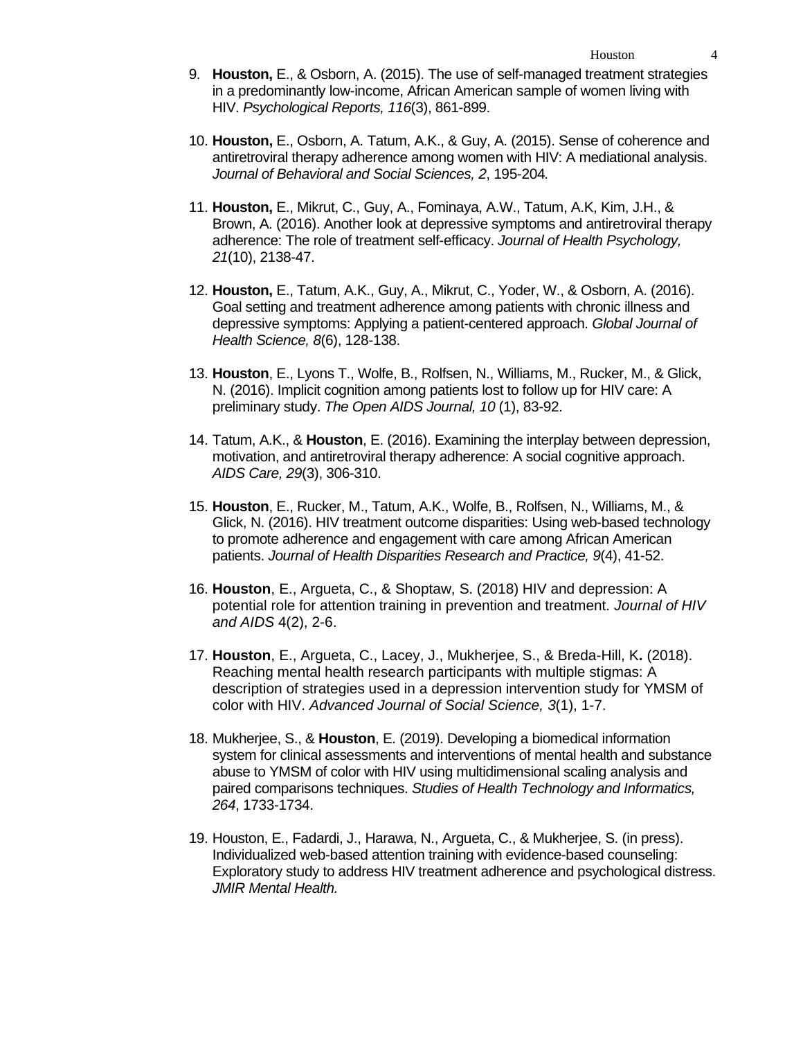9. **Houston,** E., & Osborn, A. (2015). The use of self-managed treatment strategies in a predominantly low-income, African American sample of women living with HIV. *Psychological Reports, 116*(3), 861-899.

10. **Houston,** E., Osborn, A. Tatum, A.K., & Guy, A. (2015). Sense of coherence and antiretroviral therapy adherence among women with HIV: A mediational analysis. *Journal of Behavioral and Social Sciences, 2*, 195-204.

11. **Houston,** E., Mikrut, C., Guy, A., Fominaya, A.W., Tatum, A.K, Kim, J.H., & Brown, A. (2016). Another look at depressive symptoms and antiretroviral therapy adherence: The role of treatment self-efficacy. *Journal of Health Psychology, 21*(10), 2138-47.

12. **Houston,** E., Tatum, A.K., Guy, A., Mikrut, C., Yoder, W., & Osborn, A. (2016). Goal setting and treatment adherence among patients with chronic illness and depressive symptoms: Applying a patient-centered approach. *Global Journal of Health Science, 8*(6), 128-138.

13. **Houston**, E., Lyons T., Wolfe, B., Rolfsen, N., Williams, M., Rucker, M., & Glick, N. (2016). Implicit cognition among patients lost to follow up for HIV care: A preliminary study. *The Open AIDS Journal, 10* (1), 83-92.

14. Tatum, A.K., & **Houston**, E. (2016). Examining the interplay between depression, motivation, and antiretroviral therapy adherence: A social cognitive approach. *AIDS Care, 29*(3), 306-310.

15. **Houston**, E., Rucker, M., Tatum, A.K., Wolfe, B., Rolfsen, N., Williams, M., & Glick, N. (2016). HIV treatment outcome disparities: Using web-based technology to promote adherence and engagement with care among African American patients. *Journal of Health Disparities Research and Practice, 9*(4), 41-52.

16. **Houston**, E., Argueta, C., & Shoptaw, S. (2018) HIV and depression: A potential role for attention training in prevention and treatment. *Journal of HIV and AIDS* 4(2), 2-6.

17. **Houston**, E., Argueta, C., Lacey, J., Mukherjee, S., & Breda-Hill, K**.** (2018). Reaching mental health research participants with multiple stigmas: A description of strategies used in a depression intervention study for YMSM of color with HIV. *Advanced Journal of Social Science, 3*(1), 1-7.

18. Mukherjee, S., & **Houston**, E. (2019). Developing a biomedical information system for clinical assessments and interventions of mental health and substance abuse to YMSM of color with HIV using multidimensional scaling analysis and paired comparisons techniques. *Studies of Health Technology and Informatics, 264*, 1733-1734.

19. Houston, E., Fadardi, J., Harawa, N., Argueta, C., & Mukherjee, S. (in press). Individualized web-based attention training with evidence-based counseling: Exploratory study to address HIV treatment adherence and psychological distress. *JMIR Mental Health.*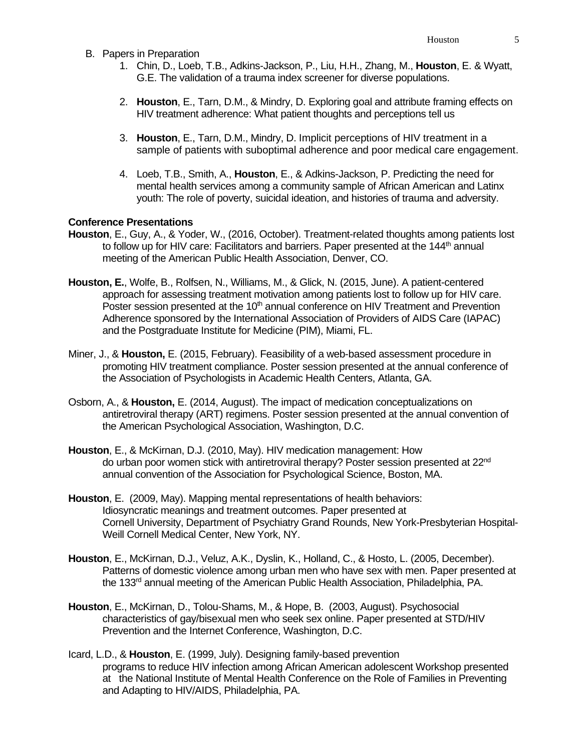B. Papers in Preparation

1. Chin, D., Loeb, T.B., Adkins-Jackson, P., Liu, H.H., Zhang, M., **Houston**, E. & Wyatt, G.E. The validation of a trauma index screener for diverse populations.

2. **Houston**, E., Tarn, D.M., & Mindry, D. Exploring goal and attribute framing effects on HIV treatment adherence: What patient thoughts and perceptions tell us

3. **Houston**, E., Tarn, D.M., Mindry, D. Implicit perceptions of HIV treatment in a sample of patients with suboptimal adherence and poor medical care engagement.

4. Loeb, T.B., Smith, A., **Houston**, E., & Adkins-Jackson, P. Predicting the need for mental health services among a community sample of African American and Latinx youth: The role of poverty, suicidal ideation, and histories of trauma and adversity.

**Conference Presentations**

**Houston**, E., Guy, A., & Yoder, W., (2016, October). Treatment-related thoughts among patients lost to follow up for HIV care: Facilitators and barriers. Paper presented at the 144th annual meeting of the American Public Health Association, Denver, CO.

**Houston, E.**, Wolfe, B., Rolfsen, N., Williams, M., & Glick, N. (2015, June). A patient-centered approach for assessing treatment motivation among patients lost to follow up for HIV care. Poster session presented at the 10th annual conference on HIV Treatment and Prevention Adherence sponsored by the International Association of Providers of AIDS Care (IAPAC) and the Postgraduate Institute for Medicine (PIM), Miami, FL.

Miner, J., & **Houston,** E. (2015, February). Feasibility of a web-based assessment procedure in promoting HIV treatment compliance. Poster session presented at the annual conference of the Association of Psychologists in Academic Health Centers, Atlanta, GA.

Osborn, A., & **Houston,** E. (2014, August). The impact of medication conceptualizations on antiretroviral therapy (ART) regimens. Poster session presented at the annual convention of the American Psychological Association, Washington, D.C.

**Houston**, E., & McKirnan, D.J. (2010, May). HIV medication management: How do urban poor women stick with antiretroviral therapy? Poster session presented at 22nd annual convention of the Association for Psychological Science, Boston, MA.

**Houston**, E. (2009, May). Mapping mental representations of health behaviors: Idiosyncratic meanings and treatment outcomes. Paper presented at Cornell University, Department of Psychiatry Grand Rounds, New York-Presbyterian Hospital-Weill Cornell Medical Center, New York, NY.

**Houston**, E., McKirnan, D.J., Veluz, A.K., Dyslin, K., Holland, C., & Hosto, L. (2005, December). Patterns of domestic violence among urban men who have sex with men. Paper presented at the 133rd annual meeting of the American Public Health Association, Philadelphia, PA.

**Houston**, E., McKirnan, D., Tolou-Shams, M., & Hope, B. (2003, August). Psychosocial characteristics of gay/bisexual men who seek sex online. Paper presented at STD/HIV Prevention and the Internet Conference, Washington, D.C.

Icard, L.D., & **Houston**, E. (1999, July). Designing family-based prevention programs to reduce HIV infection among African American adolescent Workshop presented at the National Institute of Mental Health Conference on the Role of Families in Preventing and Adapting to HIV/AIDS, Philadelphia, PA.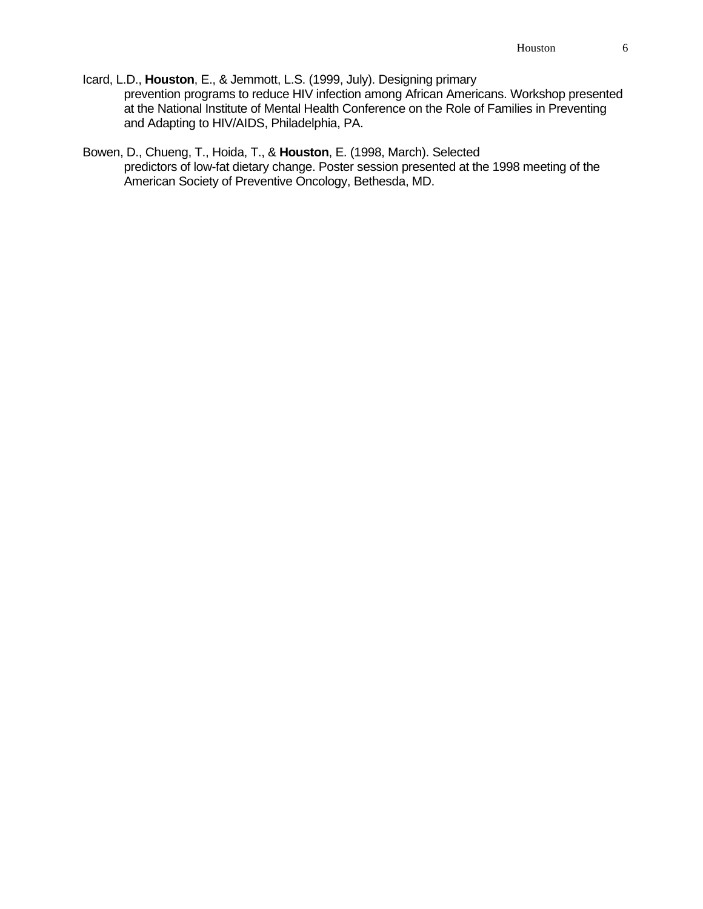Icard, L.D., **Houston**, E., & Jemmott, L.S. (1999, July). Designing primary prevention programs to reduce HIV infection among African Americans. Workshop presented at the National Institute of Mental Health Conference on the Role of Families in Preventing and Adapting to HIV/AIDS, Philadelphia, PA.

Bowen, D., Chueng, T., Hoida, T., & **Houston**, E. (1998, March). Selected predictors of low-fat dietary change. Poster session presented at the 1998 meeting of the American Society of Preventive Oncology, Bethesda, MD.